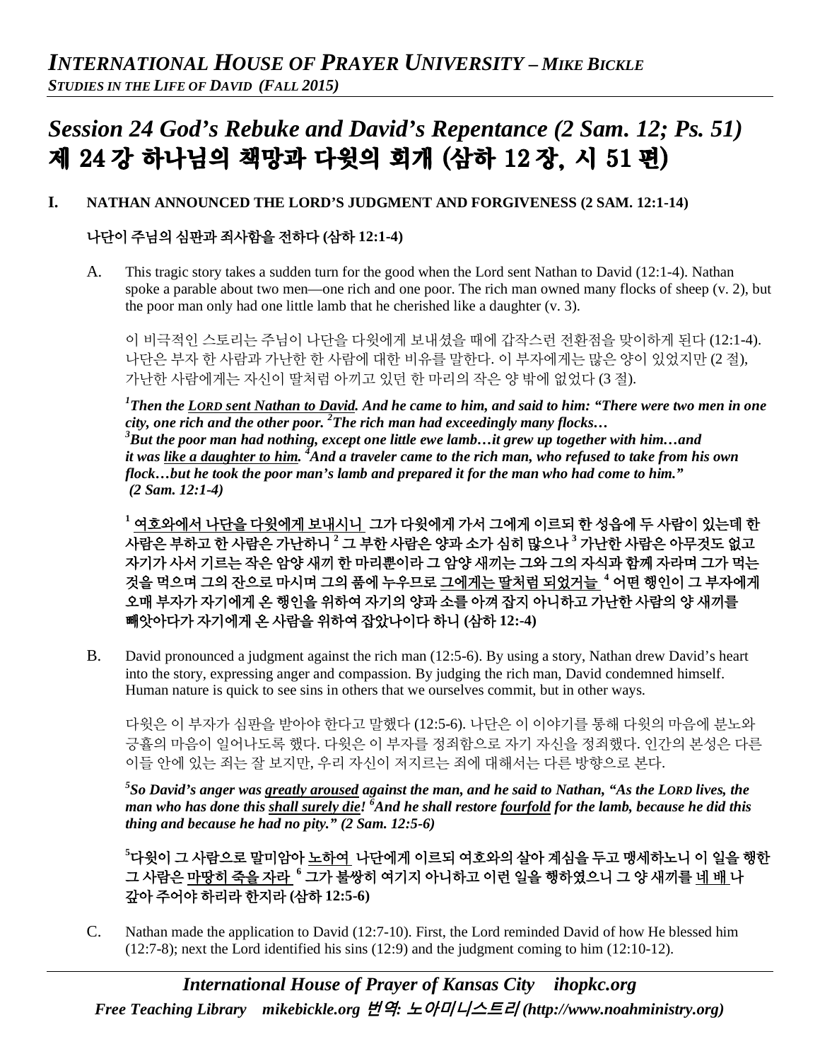# *INTERNATIONAL HOUSE OF PRAYER UNIVERSITY – MIKE BICKLE*

***STUDIES IN THE LIFE OF DAVID (FALL 2015)***

## *Session 24 God's Rebuke and David's Repentance (2 Sam. 12; Ps. 51)*
## 제 24 강 하나님의 책망과 다윗의 회개 (삼하 12 장, 시 51 편)

### I. NATHAN ANNOUNCED THE LORD'S JUDGMENT AND FORGIVENESS (2 SAM. 12:1-14)

### 나단이 주님의 심판과 죄사함을 전하다 (삼하 12:1-4)

A. This tragic story takes a sudden turn for the good when the Lord sent Nathan to David (12:1-4). Nathan spoke a parable about two men—one rich and one poor. The rich man owned many flocks of sheep (v. 2), but the poor man only had one little lamb that he cherished like a daughter (v. 3).

이 비극적인 스토리는 주님이 나단을 다윗에게 보내셨을 때에 갑작스런 전환점을 맞이하게 된다 (12:1-4). 나단은 부자 한 사람과 가난한 한 사람에 대한 비유를 말한다. 이 부자에게는 많은 양이 있었지만 (2 절), 가난한 사람에게는 자신이 딸처럼 아끼고 있던 한 마리의 작은 양 밖에 없었다 (3 절).

***[1]Then the <u>LORD sent Nathan to David</u>. And he came to him, and said to him: "There were two men in one city, one rich and the other poor. [2]The rich man had exceedingly many flocks…***
***[3]But the poor man had nothing, except one little ewe lamb…it grew up together with him…and it was <u>like a daughter to him</u>. [4]And a traveler came to the rich man, who refused to take from his own flock…but he took the poor man's lamb and prepared it for the man who had come to him."***
***(2 Sam. 12:1-4)***

**[1] <u>여호와에서 나단을 다윗에게 보내시니</u> 그가 다윗에게 가서 그에게 이르되 한 성읍에 두 사람이 있는데 한 사람은 부하고 한 사람은 가난하니 [2] 그 부한 사람은 양과 소가 심히 많으나 [3] 가난한 사람은 아무것도 없고 자기가 사서 기르는 작은 암양 새끼 한 마리뿐이라 그 암양 새끼는 그와 그의 자식과 함께 자라며 그가 먹는 것을 먹으며 그의 잔으로 마시며 그의 품에 누우므로 <u>그에게는 딸처럼 되었거늘</u> [4] 어떤 행인이 그 부자에게 오매 부자가 자기에게 온 행인을 위하여 자기의 양과 소를 아껴 잡지 아니하고 가난한 사람의 양 새끼를 빼앗아다가 자기에게 온 사람을 위하여 잡았나이다 하니 (삼하 12:-4)**

B. David pronounced a judgment against the rich man (12:5-6). By using a story, Nathan drew David's heart into the story, expressing anger and compassion. By judging the rich man, David condemned himself. Human nature is quick to see sins in others that we ourselves commit, but in other ways.

다윗은 이 부자가 심판을 받아야 한다고 말했다 (12:5-6). 나단은 이 이야기를 통해 다윗의 마음에 분노와 긍휼의 마음이 일어나도록 했다. 다윗은 이 부자를 정죄함으로 자기 자신을 정죄했다. 인간의 본성은 다른 이들 안에 있는 죄는 잘 보지만, 우리 자신이 저지르는 죄에 대해서는 다른 방향으로 본다.

***[5]So David's anger was <u>greatly aroused</u> against the man, and he said to Nathan, "As the LORD lives, the man who has done this <u>shall surely die</u>! [6]And he shall restore <u>fourfold</u> for the lamb, because he did this thing and because he had no pity." (2 Sam. 12:5-6)***

**[5]다윗이 그 사람으로 말미암아 <u>노하여</u> 나단에게 이르되 여호와의 살아 계심을 두고 맹세하노니 이 일을 행한 그 사람은 <u>마땅히 죽을 자라</u> [6] 그가 불쌍히 여기지 아니하고 이런 일을 행하였으니 그 양 새끼를 <u>네 배</u> 나 갚아 주어야 하리라 한지라 (삼하 12:5-6)**

C. Nathan made the application to David (12:7-10). First, the Lord reminded David of how He blessed him (12:7-8); next the Lord identified his sins (12:9) and the judgment coming to him (12:10-12).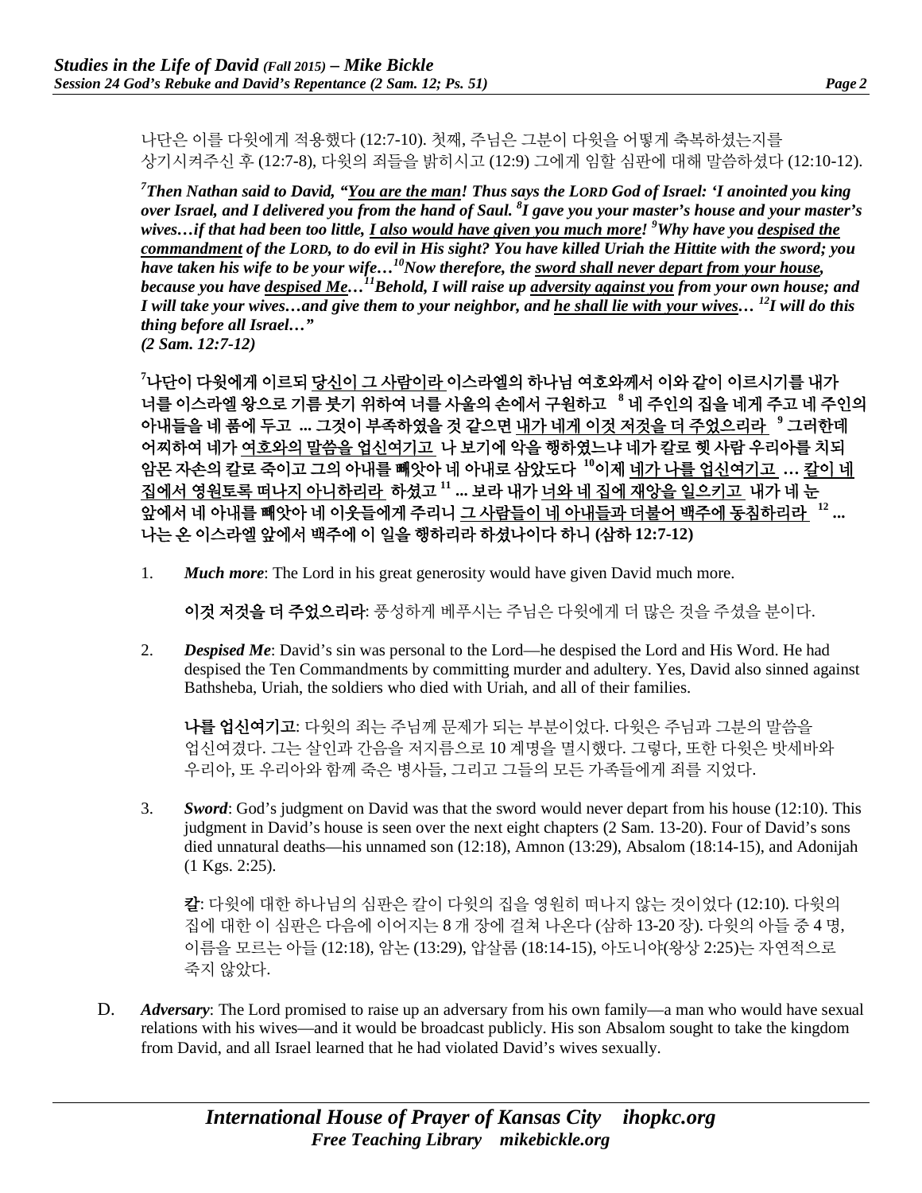나단은 이를 다윗에게 적용했다 (12:7-10). 첫째, 주님은 그분이 다윗을 어떻게 축복하셨는지를 상기시켜주신 후 (12:7-8), 다윗의 죄들을 밝히시고 (12:9) 그에게 임할 심판에 대해 말씀하셨다 (12:10-12).

***[7]Then Nathan said to David, "You are the man! Thus says the LORD God of Israel: 'I anointed you king over Israel, and I delivered you from the hand of Saul. [8]I gave you your master's house and your master's wives…if that had been too little, I also would have given you much more! [9]Why have you despised the commandment of the LORD, to do evil in His sight? You have killed Uriah the Hittite with the sword; you have taken his wife to be your wife…[10]Now therefore, the sword shall never depart from your house, because you have despised Me…[11]Behold, I will raise up adversity against you from your own house; and I will take your wives…and give them to your neighbor, and he shall lie with your wives… [12]I will do this thing before all Israel…" (2 Sam. 12:7-12)***

**[7]나단이 다윗에게 이르되 당신이 그 사람이라 이스라엘의 하나님 여호와께서 이와 같이 이르시기를 내가 너를 이스라엘 왕으로 기름 붓기 위하여 너를 사울의 손에서 구원하고 [8] 네 주인의 집을 네게 주고 네 주인의 아내들을 네 품에 두고 ... 그것이 부족하였을 것 같으면 내가 네게 이것 저것을 더 주었으리라 [9] 그러한데 어찌하여 네가 여호와의 말씀을 업신여기고 나 보기에 악을 행하였느냐 네가 칼로 헷 사람 우리아를 치되 암몬 자손의 칼로 죽이고 그의 아내를 빼앗아 네 아내로 삼았도다 [10]이제 네가 나를 업신여기고 … 칼이 네 집에서 영원토록 떠나지 아니하리라 하셨고 [11] ... 보라 내가 너와 네 집에 재앙을 일으키고 내가 네 눈 앞에서 네 아내를 빼앗아 네 이웃들에게 주리니 그 사람들이 네 아내들과 더불어 백주에 동침하리라 [12] ... 나는 온 이스라엘 앞에서 백주에 이 일을 행하리라 하셨나이다 하니 (삼하 12:7-12)**

1. ***Much more***: The Lord in his great generosity would have given David much more.

   **이것 저것을 더 주었으리라**: 풍성하게 베푸시는 주님은 다윗에게 더 많은 것을 주셨을 분이다.

2. ***Despised Me***: David's sin was personal to the Lord—he despised the Lord and His Word. He had despised the Ten Commandments by committing murder and adultery. Yes, David also sinned against Bathsheba, Uriah, the soldiers who died with Uriah, and all of their families.

   **나를 업신여기고**: 다윗의 죄는 주님께 문제가 되는 부분이었다. 다윗은 주님과 그분의 말씀을 업신여겼다. 그는 살인과 간음을 저지름으로 10 계명을 멸시했다. 그렇다, 또한 다윗은 밧세바와 우리아, 또 우리아와 함께 죽은 병사들, 그리고 그들의 모든 가족들에게 죄를 지었다.

3. ***Sword***: God's judgment on David was that the sword would never depart from his house (12:10). This judgment in David's house is seen over the next eight chapters (2 Sam. 13-20). Four of David's sons died unnatural deaths—his unnamed son (12:18), Amnon (13:29), Absalom (18:14-15), and Adonijah (1 Kgs. 2:25).

   **칼**: 다윗에 대한 하나님의 심판은 칼이 다윗의 집을 영원히 떠나지 않는 것이었다 (12:10). 다윗의 집에 대한 이 심판은 다음에 이어지는 8 개 장에 걸쳐 나온다 (삼하 13-20 장). 다윗의 아들 중 4 명, 이름을 모르는 아들 (12:18), 암논 (13:29), 압살롬 (18:14-15), 아도니야(왕상 2:25)는 자연적으로 죽지 않았다.

D. ***Adversary***: The Lord promised to raise up an adversary from his own family—a man who would have sexual relations with his wives—and it would be broadcast publicly. His son Absalom sought to take the kingdom from David, and all Israel learned that he had violated David's wives sexually.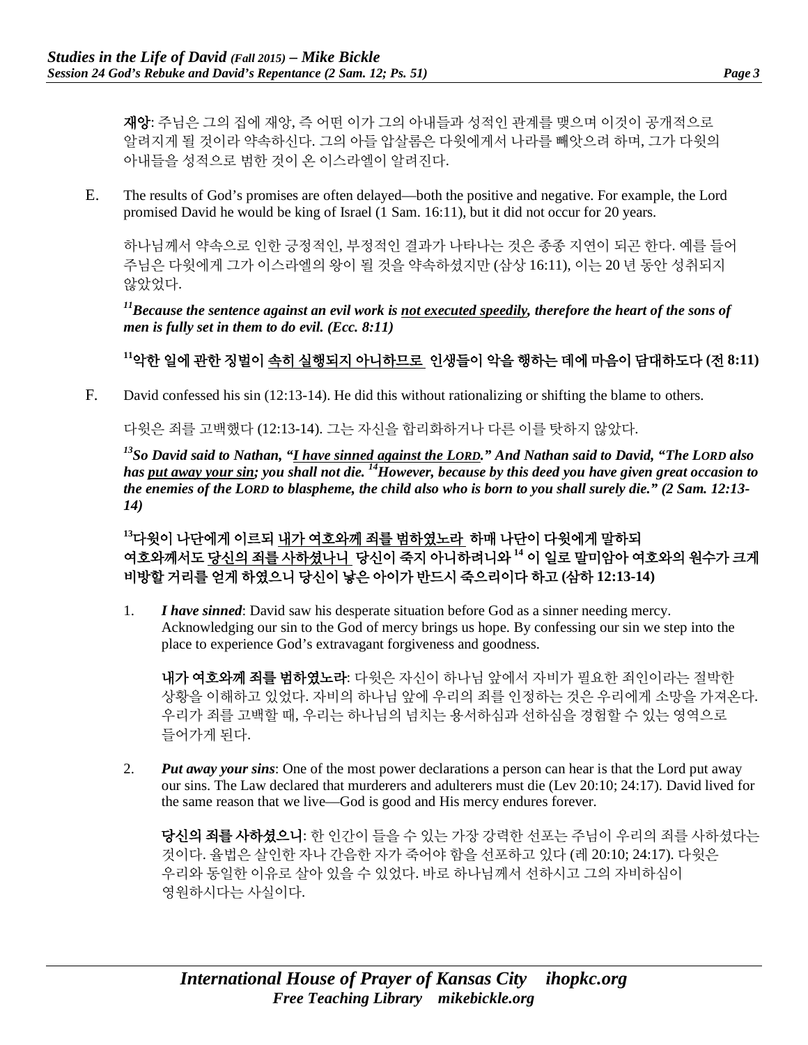**재앙**: 주님은 그의 집에 재앙, 즉 어떤 이가 그의 아내들과 성적인 관계를 맺으며 이것이 공개적으로 알려지게 될 것이라 약속하신다. 그의 아들 압살롬은 다윗에게서 나라를 빼앗으려 하며, 그가 다윗의 아내들을 성적으로 범한 것이 온 이스라엘이 알려진다.

E. The results of God's promises are often delayed—both the positive and negative. For example, the Lord promised David he would be king of Israel (1 Sam. 16:11), but it did not occur for 20 years.

하나님께서 약속으로 인한 긍정적인, 부정적인 결과가 나타나는 것은 종종 지연이 되곤 한다. 예를 들어 주님은 다윗에게 그가 이스라엘의 왕이 될 것을 약속하셨지만 (삼상 16:11), 이는 20 년 동안 성취되지 않았었다.

***[11]Because the sentence against an evil work is <u>not executed speedily</u>, therefore the heart of the sons of men is fully set in them to do evil. (Ecc. 8:11)***

**[11]악한 일에 관한 징벌이 <u>속히 실행되지 아니하므로</u> 인생들이 악을 행하는 데에 마음이 담대하도다 (전 8:11)**

F. David confessed his sin (12:13-14). He did this without rationalizing or shifting the blame to others.

다윗은 죄를 고백했다 (12:13-14). 그는 자신을 합리화하거나 다른 이를 탓하지 않았다.

***[13]So David said to Nathan, "<u>I have sinned against the LORD</u>." And Nathan said to David, "The LORD also has <u>put away your sin</u>; you shall not die. [14]However, because by this deed you have given great occasion to the enemies of the LORD to blaspheme, the child also who is born to you shall surely die." (2 Sam. 12:13-14)***

**[13]다윗이 나단에게 이르되 <u>내가 여호와께 죄를 범하였노라</u> 하매 나단이 다윗에게 말하되 여호와께서도 <u>당신의 죄를 사하셨나니</u> 당신이 죽지 아니하려니와 [14] 이 일로 말미암아 여호와의 원수가 크게 비방할 거리를 얻게 하였으니 당신이 낳은 아이가 반드시 죽으리이다 하고 (삼하 12:13-14)**

1. ***I have sinned***: David saw his desperate situation before God as a sinner needing mercy. Acknowledging our sin to the God of mercy brings us hope. By confessing our sin we step into the place to experience God's extravagant forgiveness and goodness.

   **내가 여호와께 죄를 범하였노라**: 다윗은 자신이 하나님 앞에서 자비가 필요한 죄인이라는 절박한 상황을 이해하고 있었다. 자비의 하나님 앞에 우리의 죄를 인정하는 것은 우리에게 소망을 가져온다. 우리가 죄를 고백할 때, 우리는 하나님의 넘치는 용서하심과 선하심을 경험할 수 있는 영역으로 들어가게 된다.

2. ***Put away your sins***: One of the most power declarations a person can hear is that the Lord put away our sins. The Law declared that murderers and adulterers must die (Lev 20:10; 24:17). David lived for the same reason that we live—God is good and His mercy endures forever.

   **당신의 죄를 사하셨으니**: 한 인간이 들을 수 있는 가장 강력한 선포는 주님이 우리의 죄를 사하셨다는 것이다. 율법은 살인한 자나 간음한 자가 죽어야 함을 선포하고 있다 (레 20:10; 24:17). 다윗은 우리와 동일한 이유로 살아 있을 수 있었다. 바로 하나님께서 선하시고 그의 자비하심이 영원하시다는 사실이다.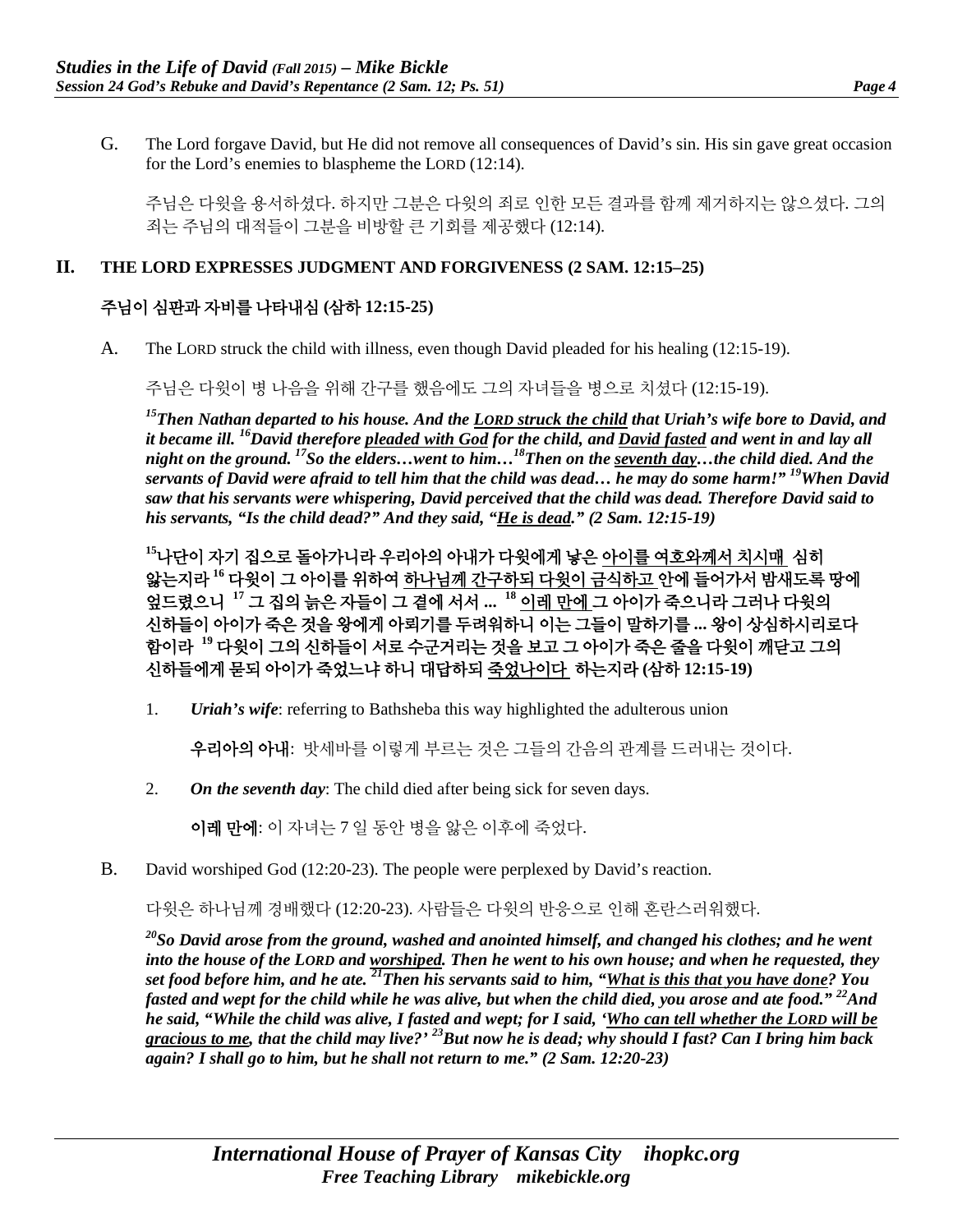G. The Lord forgave David, but He did not remove all consequences of David's sin. His sin gave great occasion for the Lord's enemies to blaspheme the LORD (12:14).

주님은 다윗을 용서하셨다. 하지만 그분은 다윗의 죄로 인한 모든 결과를 함께 제거하지는 않으셨다. 그의 죄는 주님의 대적들이 그분을 비방할 큰 기회를 제공했다 (12:14).

## II. THE LORD EXPRESSES JUDGMENT AND FORGIVENESS (2 SAM. 12:15–25)

## 주님이 심판과 자비를 나타내심 (삼하 12:15-25)

A. The LORD struck the child with illness, even though David pleaded for his healing (12:15-19).

주님은 다윗이 병 나음을 위해 간구를 했음에도 그의 자녀들을 병으로 치셨다 (12:15-19).

***[15]Then Nathan departed to his house. And the <u>LORD struck the child</u> that Uriah's wife bore to David, and it became ill. [16]David therefore <u>pleaded with God</u> for the child, and <u>David fasted</u> and went in and lay all night on the ground. [17]So the elders…went to him…[18]Then on the <u>seventh day</u>…the child died. And the servants of David were afraid to tell him that the child was dead… he may do some harm!" [19]When David saw that his servants were whispering, David perceived that the child was dead. Therefore David said to his servants, "Is the child dead?" And they said, "<u>He is dead</u>." (2 Sam. 12:15-19)***

**[15]나단이 자기 집으로 돌아가니라 우리아의 아내가 다윗에게 낳은 <u>아이를 여호와께서 치시매</u> 심히 앓는지라 [16] 다윗이 그 아이를 위하여 <u>하나님께 간구하되 다윗이 금식하고</u> 안에 들어가서 밤새도록 땅에 엎드렸으니 [17] 그 집의 늙은 자들이 그 곁에 서서 ... [18] <u>이레 만에</u> 그 아이가 죽으니라 그러나 다윗의 신하들이 아이가 죽은 것을 왕에게 아뢰기를 두려워하니 이는 그들이 말하기를 ... 왕이 상심하시리로다 함이라 [19] 다윗이 그의 신하들이 서로 수군거리는 것을 보고 그 아이가 죽은 줄을 다윗이 깨닫고 그의 신하들에게 묻되 아이가 죽었느냐 하니 대답하되 <u>죽었나이다</u> 하는지라 (삼하 12:15-19)**

1. ***Uriah's wife***: referring to Bathsheba this way highlighted the adulterous union

   **우리아의 아내**: 밧세바를 이렇게 부르는 것은 그들의 간음의 관계를 드러내는 것이다.

2. ***On the seventh day***: The child died after being sick for seven days.

   **이레 만에**: 이 자녀는 7 일 동안 병을 앓은 이후에 죽었다.

B. David worshiped God (12:20-23). The people were perplexed by David's reaction.

다윗은 하나님께 경배했다 (12:20-23). 사람들은 다윗의 반응으로 인해 혼란스러워했다.

***[20]So David arose from the ground, washed and anointed himself, and changed his clothes; and he went into the house of the LORD and <u>worshiped</u>. Then he went to his own house; and when he requested, they set food before him, and he ate. [21]Then his servants said to him, "<u>What is this that you have done</u>? You fasted and wept for the child while he was alive, but when the child died, you arose and ate food." [22]And he said, "While the child was alive, I fasted and wept; for I said, '<u>Who can tell whether the LORD will be gracious to me</u>, that the child may live?' [23]But now he is dead; why should I fast? Can I bring him back again? I shall go to him, but he shall not return to me." (2 Sam. 12:20-23)***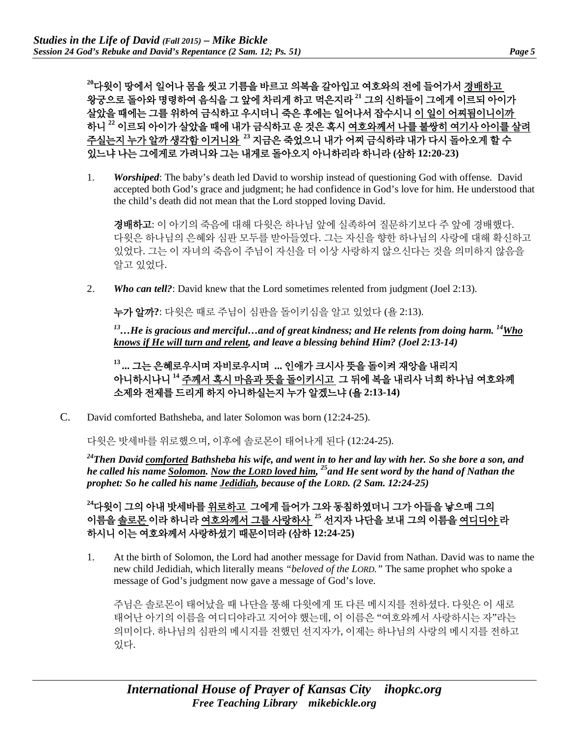**[20]다윗이 땅에서 일어나 몸을 씻고 기름을 바르고 의복을 갈아입고 여호와의 전에 들어가서 <u>경배하고</u> 왕궁으로 돌아와 명령하여 음식을 그 앞에 차리게 하고 먹은지라 [21] 그의 신하들이 그에게 이르되 아이가 살았을 때에는 그를 위하여 금식하고 우시더니 죽은 후에는 일어나서 잡수시니 <u>이 일이 어찌됨이니이까</u> 하니 [22] 이르되 아이가 살았을 때에 내가 금식하고 운 것은 혹시 <u>여호와께서 나를 불쌍히 여기사 아이를 살려 주실는지 누가 알까 생각함 이거니와</u> [23] 지금은 죽었으니 내가 어찌 금식하랴 내가 다시 돌아오게 할 수 있느냐 나는 그에게로 가려니와 그는 내게로 돌아오지 아니하리라 하니라 (삼하 12:20-23)**

1. ***Worshiped***: The baby's death led David to worship instead of questioning God with offense. David accepted both God's grace and judgment; he had confidence in God's love for him. He understood that the child's death did not mean that the Lord stopped loving David.

   **경배하고**: 이 아기의 죽음에 대해 다윗은 하나님 앞에 실족하여 질문하기보다 주 앞에 경배했다. 다윗은 하나님의 은혜와 심판 모두를 받아들였다. 그는 자신을 향한 하나님의 사랑에 대해 확신하고 있었다. 그는 이 자녀의 죽음이 주님이 자신을 더 이상 사랑하지 않으신다는 것을 의미하지 않음을 알고 있었다.

2. ***Who can tell?***: David knew that the Lord sometimes relented from judgment (Joel 2:13).

   **누가 알까?**: 다윗은 때로 주님이 심판을 돌이키심을 알고 있었다 (욜 2:13).

   ***[13]…He is gracious and merciful…and of great kindness; and He relents from doing harm. [14]<u>Who knows if He will turn and relent</u>, and leave a blessing behind Him? (Joel 2:13-14)***

   **[13] ... 그는 은혜로우시며 자비로우시며 ... 인애가 크시사 뜻을 돌이켜 재앙을 내리지 아니하시나니 [14] <u>주께서 혹시 마음과 뜻을 돌이키시고</u> 그 뒤에 복을 내리사 너희 하나님 여호와께 소제와 전제를 드리게 하지 아니하실는지 누가 알겠느냐 (욜 2:13-14)**

C. David comforted Bathsheba, and later Solomon was born (12:24-25).

다윗은 밧세바를 위로했으며, 이후에 솔로몬이 태어나게 된다 (12:24-25).

***[24]Then David <u>comforted</u> Bathsheba his wife, and went in to her and lay with her. So she bore a son, and he called his name <u>Solomon</u>. <u>Now the LORD loved him</u>, [25]and He sent word by the hand of Nathan the prophet: So he called his name <u>Jedidiah</u>, because of the LORD. (2 Sam. 12:24-25)***

**[24]다윗이 그의 아내 밧세바를 <u>위로하고</u> 그에게 들어가 그와 동침하였더니 그가 아들을 낳으매 그의 이름을 <u>솔로몬</u>이라 하니라 <u>여호와께서 그를 사랑하사</u> [25] 선지자 나단을 보내 그의 이름을 <u>여디디야</u>라 하시니 이는 여호와께서 사랑하셨기 때문이더라 (삼하 12:24-25)**

1. At the birth of Solomon, the Lord had another message for David from Nathan. David was to name the new child Jedidiah, which literally means *"beloved of the LORD."* The same prophet who spoke a message of God's judgment now gave a message of God's love.

   주님은 솔로몬이 태어났을 때 나단을 통해 다윗에게 또 다른 메시지를 전하셨다. 다윗은 이 새로 태어난 아기의 이름을 여디디야라고 지어야 했는데, 이 이름은 "여호와께서 사랑하시는 자"라는 의미이다. 하나님의 심판의 메시지를 전했던 선지자가, 이제는 하나님의 사랑의 메시지를 전하고 있다.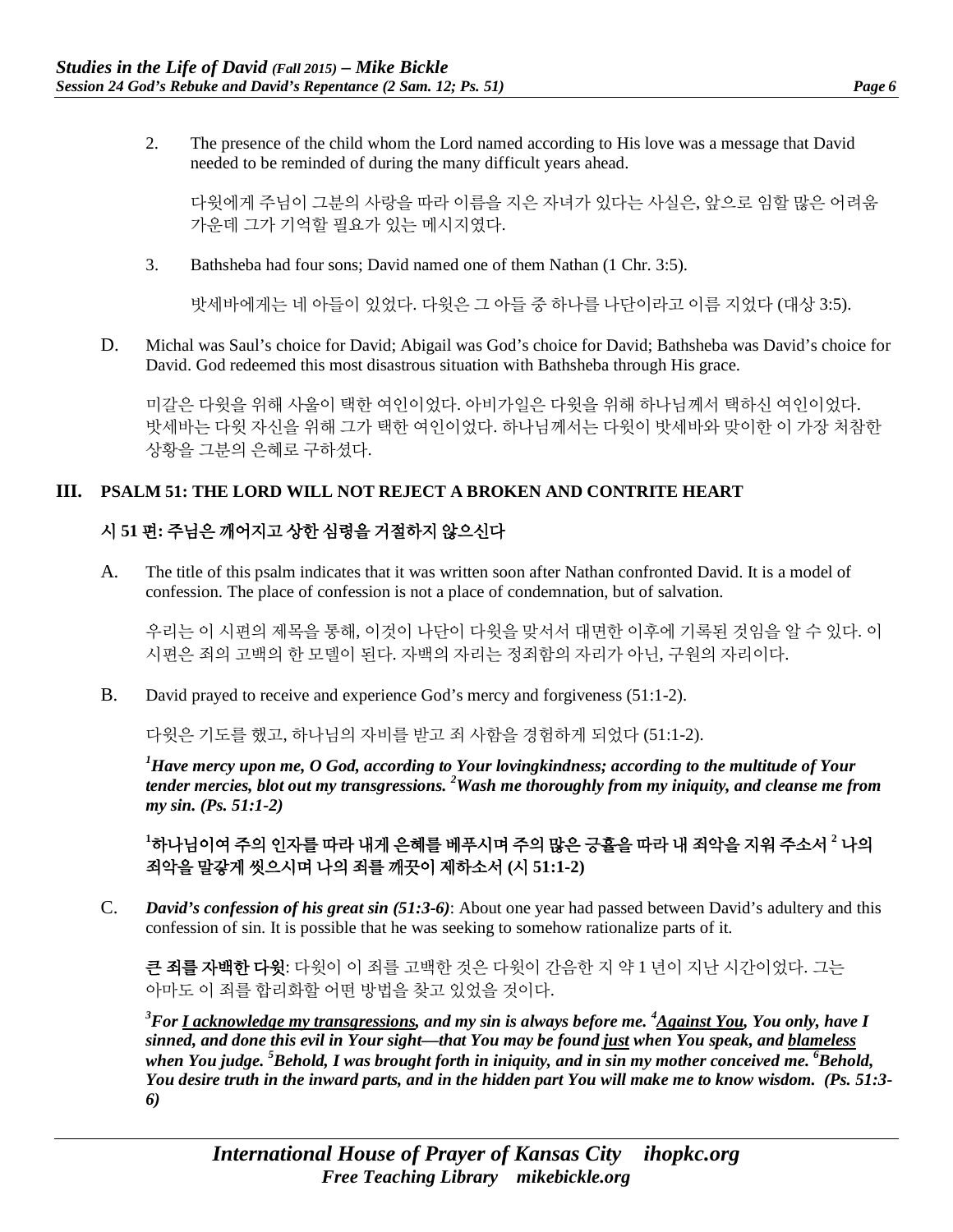2. The presence of the child whom the Lord named according to His love was a message that David needed to be reminded of during the many difficult years ahead.

   다윗에게 주님이 그분의 사랑을 따라 이름을 지은 자녀가 있다는 사실은, 앞으로 임할 많은 어려움 가운데 그가 기억할 필요가 있는 메시지였다.

3. Bathsheba had four sons; David named one of them Nathan (1 Chr. 3:5).

   밧세바에게는 네 아들이 있었다. 다윗은 그 아들 중 하나를 나단이라고 이름 지었다 (대상 3:5).

D. Michal was Saul's choice for David; Abigail was God's choice for David; Bathsheba was David's choice for David. God redeemed this most disastrous situation with Bathsheba through His grace.

미갈은 다윗을 위해 사울이 택한 여인이었다. 아비가일은 다윗을 위해 하나님께서 택하신 여인이었다. 밧세바는 다윗 자신을 위해 그가 택한 여인이었다. 하나님께서는 다윗이 밧세바와 맞이한 이 가장 처참한 상황을 그분의 은혜로 구하셨다.

## III. PSALM 51: THE LORD WILL NOT REJECT A BROKEN AND CONTRITE HEART

## 시 51 편: 주님은 깨어지고 상한 심령을 거절하지 않으신다

A. The title of this psalm indicates that it was written soon after Nathan confronted David. It is a model of confession. The place of confession is not a place of condemnation, but of salvation.

우리는 이 시편의 제목을 통해, 이것이 나단이 다윗을 맞서서 대면한 이후에 기록된 것임을 알 수 있다. 이 시편은 죄의 고백의 한 모델이 된다. 자백의 자리는 정죄함의 자리가 아닌, 구원의 자리이다.

B. David prayed to receive and experience God's mercy and forgiveness (51:1-2).

다윗은 기도를 했고, 하나님의 자비를 받고 죄 사함을 경험하게 되었다 (51:1-2).

***[1]Have mercy upon me, O God, according to Your lovingkindness; according to the multitude of Your tender mercies, blot out my transgressions. [2]Wash me thoroughly from my iniquity, and cleanse me from my sin. (Ps. 51:1-2)***

**[1]하나님이여 주의 인자를 따라 내게 은혜를 베푸시며 주의 많은 긍휼을 따라 내 죄악을 지워 주소서 [2] 나의 죄악을 말갛게 씻으시며 나의 죄를 깨끗이 제하소서 (시 51:1-2)**

C. ***David's confession of his great sin (51:3-6)***: About one year had passed between David's adultery and this confession of sin. It is possible that he was seeking to somehow rationalize parts of it.

**큰 죄를 자백한 다윗**: 다윗이 이 죄를 고백한 것은 다윗이 간음한 지 약 1 년이 지난 시간이었다. 그는 아마도 이 죄를 합리화할 어떤 방법을 찾고 있었을 것이다.

***[3]For <u>I acknowledge my transgressions</u>, and my sin is always before me. [4]<u>Against You</u>, You only, have I sinned, and done this evil in Your sight—that You may be found <u>just</u> when You speak, and <u>blameless</u> when You judge. [5]Behold, I was brought forth in iniquity, and in sin my mother conceived me. [6]Behold, You desire truth in the inward parts, and in the hidden part You will make me to know wisdom. (Ps. 51:3-6)***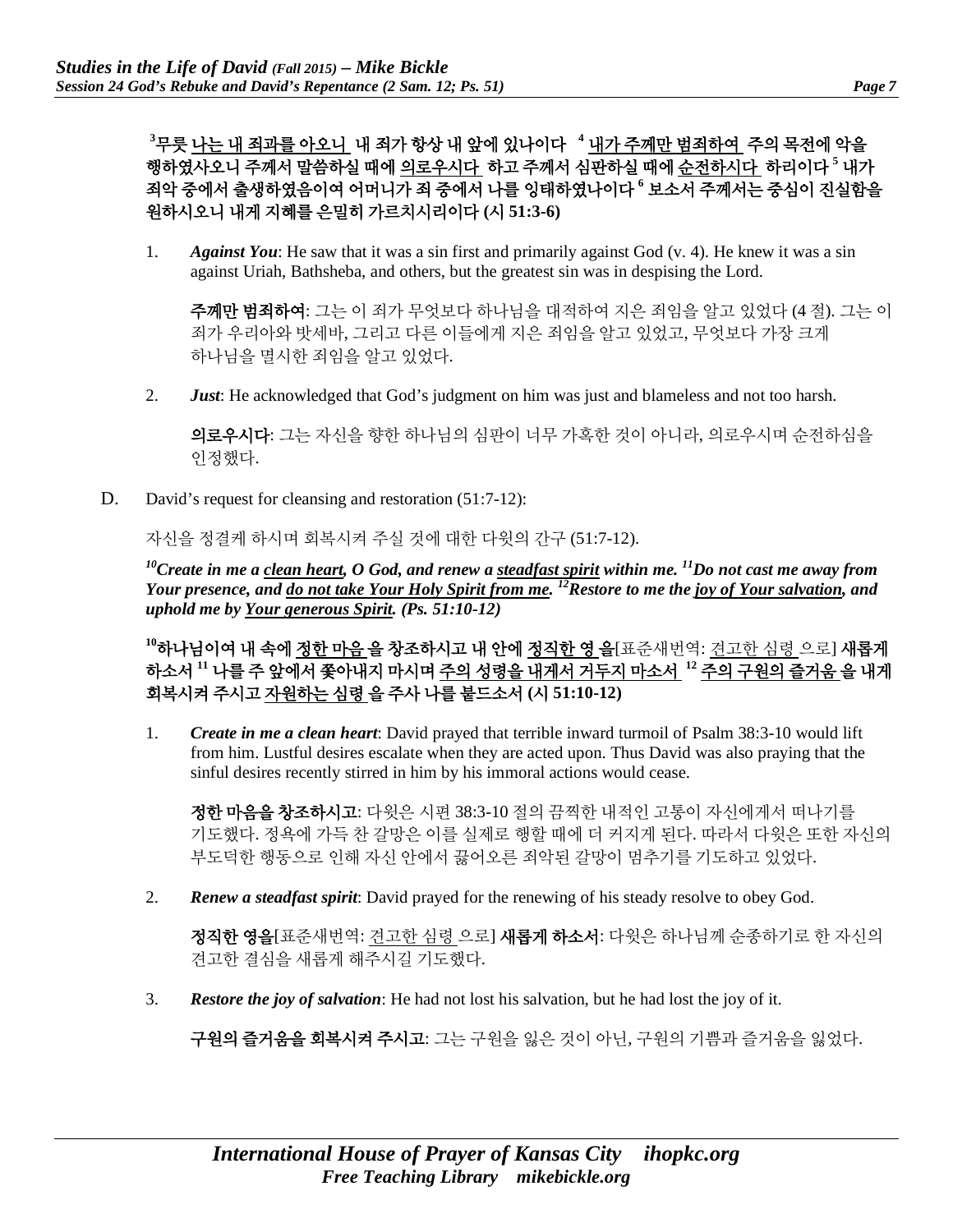**[3]무릇 나는 내 죄과를 아오니 내 죄가 항상 내 앞에 있나이다 [4] 내가 주께만 범죄하여 주의 목전에 악을 행하였사오니 주께서 말씀하실 때에 의로우시다 하고 주께서 심판하실 때에 순전하시다 하리이다 [5] 내가 죄악 중에서 출생하였음이여 어머니가 죄 중에서 나를 잉태하였나이다 [6] 보소서 주께서는 중심이 진실함을 원하시오니 내게 지혜를 은밀히 가르치시리이다 (시 51:3-6)**

1. ***Against You***: He saw that it was a sin first and primarily against God (v. 4). He knew it was a sin against Uriah, Bathsheba, and others, but the greatest sin was in despising the Lord.

   **주께만 범죄하여**: 그는 이 죄가 무엇보다 하나님을 대적하여 지은 죄임을 알고 있었다 (4 절). 그는 이 죄가 우리아와 밧세바, 그리고 다른 이들에게 지은 죄임을 알고 있었고, 무엇보다 가장 크게 하나님을 멸시한 죄임을 알고 있었다.

2. ***Just***: He acknowledged that God's judgment on him was just and blameless and not too harsh.

   **의로우시다**: 그는 자신을 향한 하나님의 심판이 너무 가혹한 것이 아니라, 의로우시며 순전하심을 인정했다.

D. David's request for cleansing and restoration (51:7-12):

자신을 정결케 하시며 회복시켜 주실 것에 대한 다윗의 간구 (51:7-12).

***[10]Create in me a clean heart, O God, and renew a steadfast spirit within me. [11]Do not cast me away from Your presence, and do not take Your Holy Spirit from me. [12]Restore to me the joy of Your salvation, and uphold me by Your generous Spirit. (Ps. 51:10-12)***

**[10]하나님이여 내 속에 정한 마음을 창조하시고 내 안에 정직한 영을**[표준새번역: 견고한 심령으로] **새롭게 하소서 [11] 나를 주 앞에서 쫓아내지 마시며 주의 성령을 내게서 거두지 마소서 [12] 주의 구원의 즐거움을 내게 회복시켜 주시고 자원하는 심령을 주사 나를 붙드소서 (시 51:10-12)**

1. ***Create in me a clean heart***: David prayed that terrible inward turmoil of Psalm 38:3-10 would lift from him. Lustful desires escalate when they are acted upon. Thus David was also praying that the sinful desires recently stirred in him by his immoral actions would cease.

   **정한 마음을 창조하시고**: 다윗은 시편 38:3-10 절의 끔찍한 내적인 고통이 자신에게서 떠나기를 기도했다. 정욕에 가득 찬 갈망은 이를 실제로 행할 때에 더 커지게 된다. 따라서 다윗은 또한 자신의 부도덕한 행동으로 인해 자신 안에서 끓어오른 죄악된 갈망이 멈추기를 기도하고 있었다.

2. ***Renew a steadfast spirit***: David prayed for the renewing of his steady resolve to obey God.

   **정직한 영을**[표준새번역: 견고한 심령으로] **새롭게 하소서**: 다윗은 하나님께 순종하기로 한 자신의 견고한 결심을 새롭게 해주시길 기도했다.

3. ***Restore the joy of salvation***: He had not lost his salvation, but he had lost the joy of it.

   **구원의 즐거움을 회복시켜 주시고**: 그는 구원을 잃은 것이 아닌, 구원의 기쁨과 즐거움을 잃었다.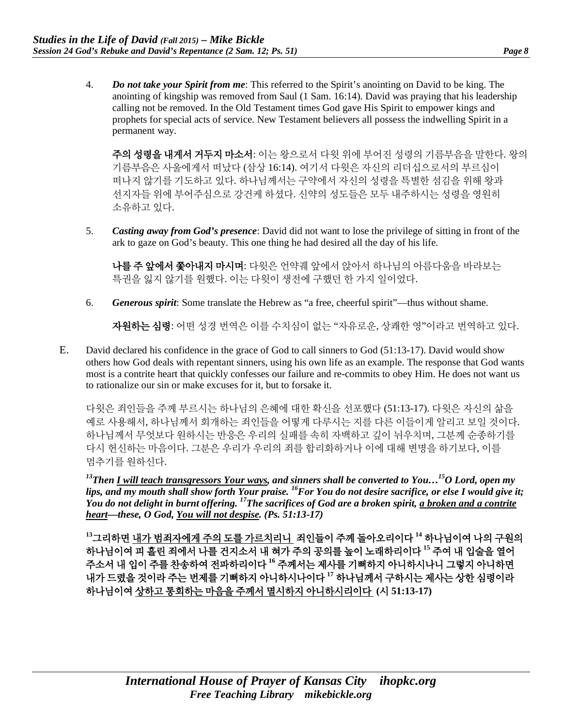4. ***Do not take your Spirit from me***: This referred to the Spirit's anointing on David to be king. The anointing of kingship was removed from Saul (1 Sam. 16:14). David was praying that his leadership calling not be removed. In the Old Testament times God gave His Spirit to empower kings and prophets for special acts of service. New Testament believers all possess the indwelling Spirit in a permanent way.

   **주의 성령을 내게서 거두지 마소서**: 이는 왕으로서 다윗 위에 부어진 성령의 기름부음을 말한다. 왕의 기름부음은 사울에게서 떠났다 (삼상 16:14). 여기서 다윗은 자신의 리더십으로서의 부르심이 떠나지 않기를 기도하고 있다. 하나님께서는 구약에서 자신의 성령을 특별한 섬김을 위해 왕과 선지자들 위에 부어주심으로 강건케 하셨다. 신약의 성도들은 모두 내주하시는 성령을 영원히 소유하고 있다.

5. ***Casting away from God's presence***: David did not want to lose the privilege of sitting in front of the ark to gaze on God's beauty. This one thing he had desired all the day of his life.

   **나를 주 앞에서 쫓아내지 마시며**: 다윗은 언약궤 앞에서 앉아서 하나님의 아름다움을 바라보는 특권을 잃지 않기를 원했다. 이는 다윗이 생전에 구했던 한 가지 일이었다.

6. ***Generous spirit***: Some translate the Hebrew as "a free, cheerful spirit"—thus without shame.

   **자원하는 심령**: 어떤 성경 번역은 이를 수치심이 없는 "자유로운, 상쾌한 영"이라고 번역하고 있다.

E. David declared his confidence in the grace of God to call sinners to God (51:13-17). David would show others how God deals with repentant sinners, using his own life as an example. The response that God wants most is a contrite heart that quickly confesses our failure and re-commits to obey Him. He does not want us to rationalize our sin or make excuses for it, but to forsake it.

   다윗은 죄인들을 주께 부르시는 하나님의 은혜에 대한 확신을 선포했다 (51:13-17). 다윗은 자신의 삶을 예로 사용해서, 하나님께서 회개하는 죄인들을 어떻게 다루시는 지를 다른 이들이게 알리고 보일 것이다. 하나님께서 무엇보다 원하시는 반응은 우리의 실패를 속히 자백하고 깊이 뉘우치며, 그분께 순종하기를 다시 헌신하는 마음이다. 그분은 우리가 우리의 죄를 합리화하거나 이에 대해 변명을 하기보다, 이를 멈추기를 원하신다.

   ***[13]Then <u>I will teach transgressors Your ways</u>, and sinners shall be converted to You…[15]O Lord, open my lips, and my mouth shall show forth Your praise. [16]For You do not desire sacrifice, or else I would give it; You do not delight in burnt offering. [17]The sacrifices of God are a broken spirit, <u>a broken and a contrite heart</u>—these, O God, <u>You will not despise</u>. (Ps. 51:13-17)***

   **[13]그리하면 <u>내가 범죄자에게 주의 도를 가르치리니</u> 죄인들이 주께 돌아오리이다 [14] 하나님이여 나의 구원의 하나님이여 피 흘린 죄에서 나를 건지소서 내 혀가 주의 공의를 높이 노래하리이다 [15] 주여 내 입술을 열어 주소서 내 입이 주를 찬송하여 전파하리이다 [16] 주께서는 제사를 기뻐하지 아니하시나니 그렇지 아니하면 내가 드렸을 것이라 주는 번제를 기뻐하지 아니하시나이다 [17] 하나님께서 구하시는 제사는 상한 심령이라 하나님이여 <u>상하고 통회하는 마음을 주께서 멸시하지 아니하시리이다</u> (시 51:13-17)**